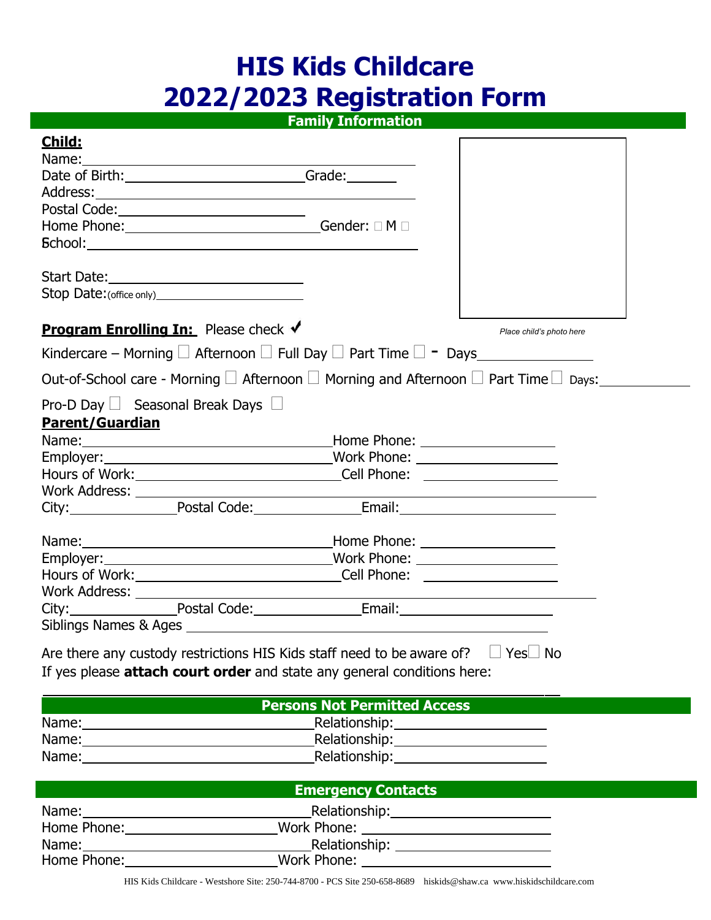# HIS Kids Childcare
# 2022/2023 Registration Form

## Family Information

**Child:**

Name:\_\_\_\_\_\_\_\_\_\_\_\_\_\_\_\_\_\_\_\_\_\_\_\_\_\_\_\_\_\_\_\_\_\_\_\_\_\_\_\_

Date of Birth:\_\_\_\_\_\_\_\_\_\_\_\_\_\_\_\_\_\_\_\_\_\_ Grade:\_\_\_\_\_\_

Address:\_\_\_\_\_\_\_\_\_\_\_\_\_\_\_\_\_\_\_\_\_\_\_\_\_\_\_\_\_\_\_\_\_\_\_\_\_\_\_\_

Postal Code:\_\_\_\_\_\_\_\_\_\_\_\_\_\_\_\_\_\_\_\_\_\_\_\_

Home Phone:\_\_\_\_\_\_\_\_\_\_\_\_\_\_\_\_\_\_\_\_\_\_\_\_ Gender: ☐ M ☐

School:\_\_\_\_\_\_\_\_\_\_\_\_\_\_\_\_\_\_\_\_\_\_\_\_\_\_\_\_\_\_\_\_\_\_\_\_\_\_\_\_

Start Date:\_\_\_\_\_\_\_\_\_\_\_\_\_\_\_\_\_\_\_\_\_\_\_\_

Stop Date:(office only)\_\_\_\_\_\_\_\_\_\_\_\_\_\_\_\_\_\_\_\_\_\_\_\_

*Place child's photo here*

**Program Enrolling In:** Please check ✓

Kindercare – Morning ☐ Afternoon ☐ Full Day ☐ Part Time ☐ - Days\_\_\_\_\_\_\_\_\_\_\_\_\_\_\_\_

Out-of-School care - Morning ☐ Afternoon ☐ Morning and Afternoon ☐ Part Time ☐ Days:\_\_\_\_\_\_\_\_\_\_\_\_\_\_

Pro-D Day ☐ Seasonal Break Days ☐

**Parent/Guardian**

Name:\_\_\_\_\_\_\_\_\_\_\_\_\_\_\_\_\_\_\_\_\_\_\_\_\_\_\_\_\_\_ Home Phone: \_\_\_\_\_\_\_\_\_\_\_\_\_\_\_\_\_\_

Employer:\_\_\_\_\_\_\_\_\_\_\_\_\_\_\_\_\_\_\_\_\_\_\_\_\_\_\_\_ Work Phone: \_\_\_\_\_\_\_\_\_\_\_\_\_\_\_\_\_\_

Hours of Work:\_\_\_\_\_\_\_\_\_\_\_\_\_\_\_\_\_\_\_\_\_\_\_\_\_\_ Cell Phone: \_\_\_\_\_\_\_\_\_\_\_\_\_\_\_\_\_\_

Work Address: \_\_\_\_\_\_\_\_\_\_\_\_\_\_\_\_\_\_\_\_\_\_\_\_\_\_\_\_\_\_\_\_\_\_\_\_\_\_\_\_\_\_\_\_\_\_\_\_\_\_

City:\_\_\_\_\_\_\_\_\_\_\_\_ Postal Code:\_\_\_\_\_\_\_\_\_\_\_\_\_ Email:\_\_\_\_\_\_\_\_\_\_\_\_\_\_\_\_\_\_\_\_

Name:\_\_\_\_\_\_\_\_\_\_\_\_\_\_\_\_\_\_\_\_\_\_\_\_\_\_\_\_\_\_ Home Phone: \_\_\_\_\_\_\_\_\_\_\_\_\_\_\_\_\_\_

Employer:\_\_\_\_\_\_\_\_\_\_\_\_\_\_\_\_\_\_\_\_\_\_\_\_\_\_\_\_ Work Phone: \_\_\_\_\_\_\_\_\_\_\_\_\_\_\_\_\_\_

Hours of Work:\_\_\_\_\_\_\_\_\_\_\_\_\_\_\_\_\_\_\_\_\_\_\_\_\_\_ Cell Phone: \_\_\_\_\_\_\_\_\_\_\_\_\_\_\_\_\_\_

Work Address: \_\_\_\_\_\_\_\_\_\_\_\_\_\_\_\_\_\_\_\_\_\_\_\_\_\_\_\_\_\_\_\_\_\_\_\_\_\_\_\_\_\_\_\_\_\_\_\_\_\_

City:\_\_\_\_\_\_\_\_\_\_\_\_ Postal Code:\_\_\_\_\_\_\_\_\_\_\_\_\_ Email:\_\_\_\_\_\_\_\_\_\_\_\_\_\_\_\_\_\_\_\_

Siblings Names & Ages \_\_\_\_\_\_\_\_\_\_\_\_\_\_\_\_\_\_\_\_\_\_\_\_\_\_\_\_\_\_\_\_\_\_\_\_\_\_\_\_\_\_\_\_\_\_

Are there any custody restrictions HIS Kids staff need to be aware of? ☐ Yes ☐ No

If yes please **attach court order** and state any general conditions here:

\_\_\_\_\_\_\_\_\_\_\_\_\_\_\_\_\_\_\_\_\_\_\_\_\_\_\_\_\_\_\_\_\_\_\_\_\_\_\_\_\_\_\_\_\_\_\_\_\_\_\_\_\_\_\_\_\_\_\_\_\_\_\_\_\_\_\_\_

## Persons Not Permitted Access

Name:\_\_\_\_\_\_\_\_\_\_\_\_\_\_\_\_\_\_\_\_\_\_\_\_\_\_\_\_ Relationship:\_\_\_\_\_\_\_\_\_\_\_\_\_\_\_\_\_\_\_\_

Name:\_\_\_\_\_\_\_\_\_\_\_\_\_\_\_\_\_\_\_\_\_\_\_\_\_\_\_\_ Relationship:\_\_\_\_\_\_\_\_\_\_\_\_\_\_\_\_\_\_\_\_

Name:\_\_\_\_\_\_\_\_\_\_\_\_\_\_\_\_\_\_\_\_\_\_\_\_\_\_\_\_ Relationship:\_\_\_\_\_\_\_\_\_\_\_\_\_\_\_\_\_\_\_\_

## Emergency Contacts

Name:\_\_\_\_\_\_\_\_\_\_\_\_\_\_\_\_\_\_\_\_\_\_\_\_\_\_\_\_ Relationship:\_\_\_\_\_\_\_\_\_\_\_\_\_\_\_\_\_\_\_\_

Home Phone:\_\_\_\_\_\_\_\_\_\_\_\_\_\_\_\_\_\_\_\_ Work Phone: \_\_\_\_\_\_\_\_\_\_\_\_\_\_\_\_\_\_\_\_\_\_\_\_

Name:\_\_\_\_\_\_\_\_\_\_\_\_\_\_\_\_\_\_\_\_\_\_\_\_\_\_\_\_ Relationship: \_\_\_\_\_\_\_\_\_\_\_\_\_\_\_\_\_\_\_\_

Home Phone:\_\_\_\_\_\_\_\_\_\_\_\_\_\_\_\_\_\_\_\_ Work Phone: \_\_\_\_\_\_\_\_\_\_\_\_\_\_\_\_\_\_\_\_\_\_\_\_

HIS Kids Childcare - Westshore Site: 250-744-8700 - PCS Site 250-658-8689 hiskids@shaw.ca www.hiskidschildcare.com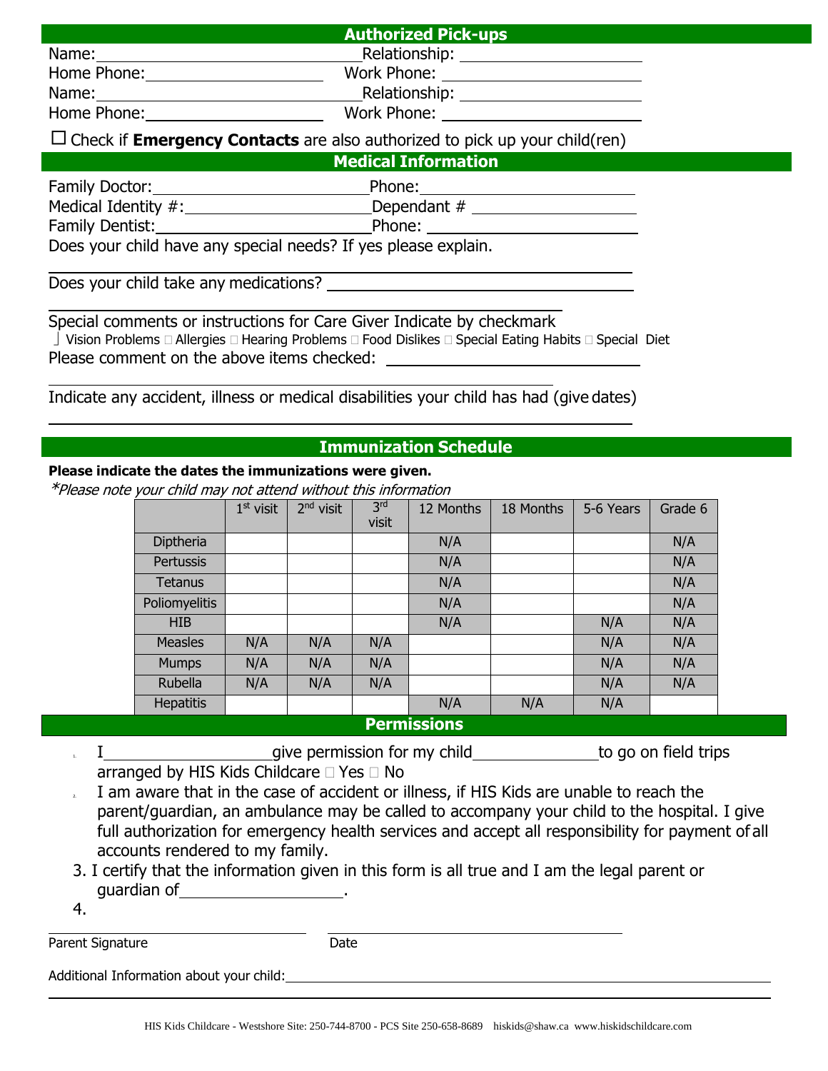## Authorized Pick-ups

Name:______________________________ Relationship: ____________________

Home Phone:___________________ Work Phone: ______________________

Name:______________________________ Relationship: ____________________

Home Phone:___________________ Work Phone: ______________________

☐ Check if **Emergency Contacts** are also authorized to pick up your child(ren)

## Medical Information

Family Doctor:______________________ Phone:______________________

Medical Identity #:__________________ Dependant # ________________

Family Dentist:_____________________ Phone: _____________________

Does your child have any special needs? If yes please explain.

___________________________________________________________________

Does your child take any medications? ______________________________

___________________________________________________________

Special comments or instructions for Care Giver Indicate by checkmark

☐ Vision Problems ☐ Allergies ☐ Hearing Problems ☐ Food Dislikes ☐ Special Eating Habits ☐ Special Diet

Please comment on the above items checked: _______________________

___________________________________________________________

Indicate any accident, illness or medical disabilities your child has had (give dates)

___________________________________________________________________

## Immunization Schedule

**Please indicate the dates the immunizations were given.**

*\*Please note your child may not attend without this information*

| | 1st visit | 2nd visit | 3rd visit | 12 Months | 18 Months | 5-6 Years | Grade 6 |
|---|---|---|---|---|---|---|---|
| Diptheria | | | | N/A | | | N/A |
| Pertussis | | | | N/A | | | N/A |
| Tetanus | | | | N/A | | | N/A |
| Poliomyelitis | | | | N/A | | | N/A |
| HIB | | | | N/A | | N/A | N/A |
| Measles | N/A | N/A | N/A | | | N/A | N/A |
| Mumps | N/A | N/A | N/A | | | N/A | N/A |
| Rubella | N/A | N/A | N/A | | | N/A | N/A |
| Hepatitis | | | | N/A | N/A | N/A | |

## Permissions

1. I___________________give permission for my child______________to go on field trips arranged by HIS Kids Childcare ☐ Yes ☐ No
2. I am aware that in the case of accident or illness, if HIS Kids are unable to reach the parent/guardian, an ambulance may be called to accompany your child to the hospital. I give full authorization for emergency health services and accept all responsibility for payment of all accounts rendered to my family.
3. I certify that the information given in this form is all true and I am the legal parent or guardian of__________________.
4.

______________________________ ______________________________

Parent Signature Date

Additional Information about your child:______________________________________________

___________________________________________________________________

HIS Kids Childcare - Westshore Site: 250-744-8700 - PCS Site 250-658-8689 hiskids@shaw.ca www.hiskidschildcare.com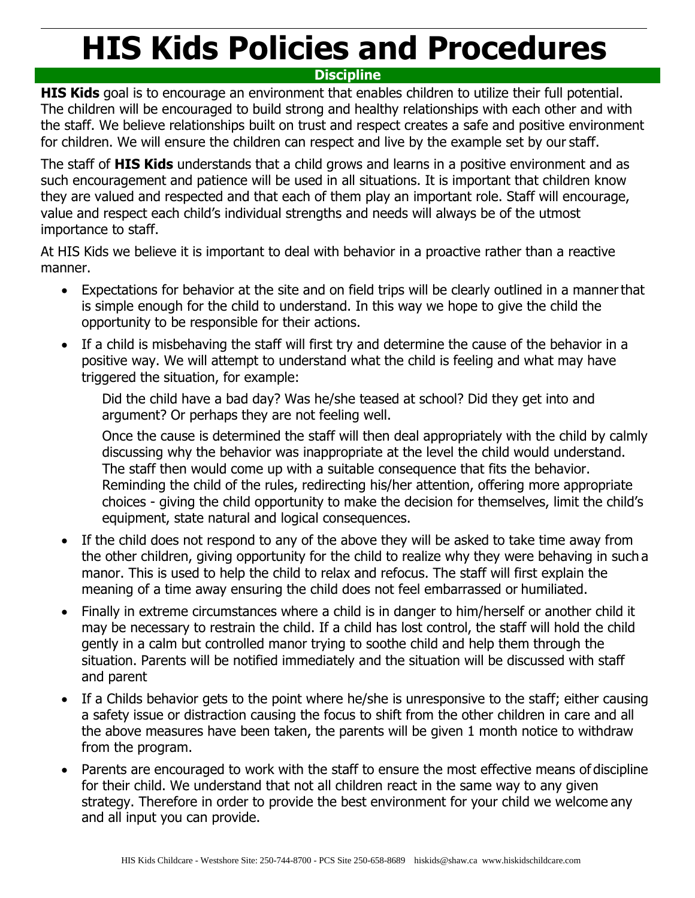# HIS Kids Policies and Procedures

## Discipline

**HIS Kids** goal is to encourage an environment that enables children to utilize their full potential. The children will be encouraged to build strong and healthy relationships with each other and with the staff. We believe relationships built on trust and respect creates a safe and positive environment for children. We will ensure the children can respect and live by the example set by our staff.

The staff of **HIS Kids** understands that a child grows and learns in a positive environment and as such encouragement and patience will be used in all situations. It is important that children know they are valued and respected and that each of them play an important role. Staff will encourage, value and respect each child's individual strengths and needs will always be of the utmost importance to staff.

At HIS Kids we believe it is important to deal with behavior in a proactive rather than a reactive manner.

- Expectations for behavior at the site and on field trips will be clearly outlined in a manner that is simple enough for the child to understand. In this way we hope to give the child the opportunity to be responsible for their actions.
- If a child is misbehaving the staff will first try and determine the cause of the behavior in a positive way. We will attempt to understand what the child is feeling and what may have triggered the situation, for example:

  Did the child have a bad day? Was he/she teased at school? Did they get into and argument? Or perhaps they are not feeling well.

  Once the cause is determined the staff will then deal appropriately with the child by calmly discussing why the behavior was inappropriate at the level the child would understand. The staff then would come up with a suitable consequence that fits the behavior. Reminding the child of the rules, redirecting his/her attention, offering more appropriate choices - giving the child opportunity to make the decision for themselves, limit the child's equipment, state natural and logical consequences.

- If the child does not respond to any of the above they will be asked to take time away from the other children, giving opportunity for the child to realize why they were behaving in such a manor. This is used to help the child to relax and refocus. The staff will first explain the meaning of a time away ensuring the child does not feel embarrassed or humiliated.
- Finally in extreme circumstances where a child is in danger to him/herself or another child it may be necessary to restrain the child. If a child has lost control, the staff will hold the child gently in a calm but controlled manor trying to soothe child and help them through the situation. Parents will be notified immediately and the situation will be discussed with staff and parent
- If a Childs behavior gets to the point where he/she is unresponsive to the staff; either causing a safety issue or distraction causing the focus to shift from the other children in care and all the above measures have been taken, the parents will be given 1 month notice to withdraw from the program.
- Parents are encouraged to work with the staff to ensure the most effective means of discipline for their child. We understand that not all children react in the same way to any given strategy. Therefore in order to provide the best environment for your child we welcome any and all input you can provide.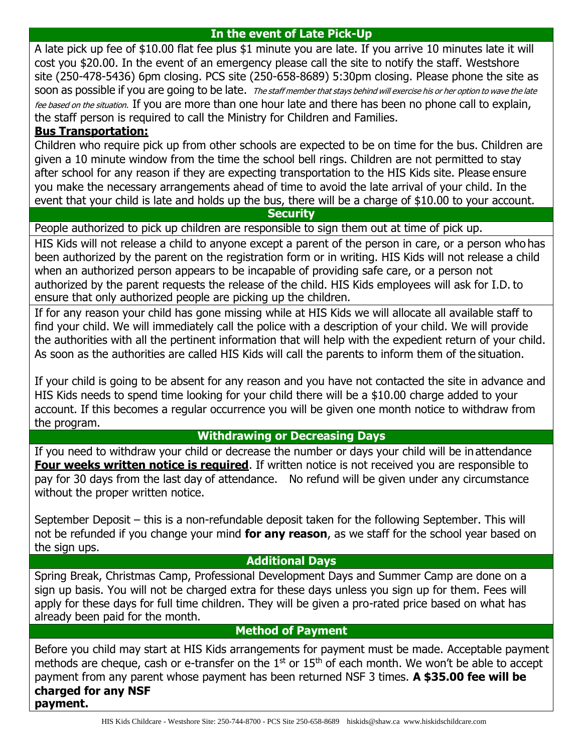## In the event of Late Pick-Up

A late pick up fee of $10.00 flat fee plus $1 minute you are late. If you arrive 10 minutes late it will cost you $20.00. In the event of an emergency please call the site to notify the staff. Westshore site (250-478-5436) 6pm closing. PCS site (250-658-8689) 5:30pm closing. Please phone the site as soon as possible if you are going to be late. *The staff member that stays behind will exercise his or her option to wave the late fee based on the situation.* If you are more than one hour late and there has been no phone call to explain, the staff person is required to call the Ministry for Children and Families.

**Bus Transportation:**

Children who require pick up from other schools are expected to be on time for the bus. Children are given a 10 minute window from the time the school bell rings. Children are not permitted to stay after school for any reason if they are expecting transportation to the HIS Kids site. Please ensure you make the necessary arrangements ahead of time to avoid the late arrival of your child. In the event that your child is late and holds up the bus, there will be a charge of $10.00 to your account.

## Security

People authorized to pick up children are responsible to sign them out at time of pick up.

HIS Kids will not release a child to anyone except a parent of the person in care, or a person who has been authorized by the parent on the registration form or in writing. HIS Kids will not release a child when an authorized person appears to be incapable of providing safe care, or a person not authorized by the parent requests the release of the child. HIS Kids employees will ask for I.D. to ensure that only authorized people are picking up the children.

If for any reason your child has gone missing while at HIS Kids we will allocate all available staff to find your child. We will immediately call the police with a description of your child. We will provide the authorities with all the pertinent information that will help with the expedient return of your child. As soon as the authorities are called HIS Kids will call the parents to inform them of the situation.

If your child is going to be absent for any reason and you have not contacted the site in advance and HIS Kids needs to spend time looking for your child there will be a $10.00 charge added to your account. If this becomes a regular occurrence you will be given one month notice to withdraw from the program.

## Withdrawing or Decreasing Days

If you need to withdraw your child or decrease the number or days your child will be in attendance **Four weeks written notice is required**. If written notice is not received you are responsible to pay for 30 days from the last day of attendance. No refund will be given under any circumstance without the proper written notice.

September Deposit – this is a non-refundable deposit taken for the following September. This will not be refunded if you change your mind **for any reason**, as we staff for the school year based on the sign ups.

## Additional Days

Spring Break, Christmas Camp, Professional Development Days and Summer Camp are done on a sign up basis. You will not be charged extra for these days unless you sign up for them. Fees will apply for these days for full time children. They will be given a pro-rated price based on what has already been paid for the month.

## Method of Payment

Before you child may start at HIS Kids arrangements for payment must be made. Acceptable payment methods are cheque, cash or e-transfer on the 1st or 15th of each month. We won't be able to accept payment from any parent whose payment has been returned NSF 3 times. **A $35.00 fee will be charged for any NSF payment.**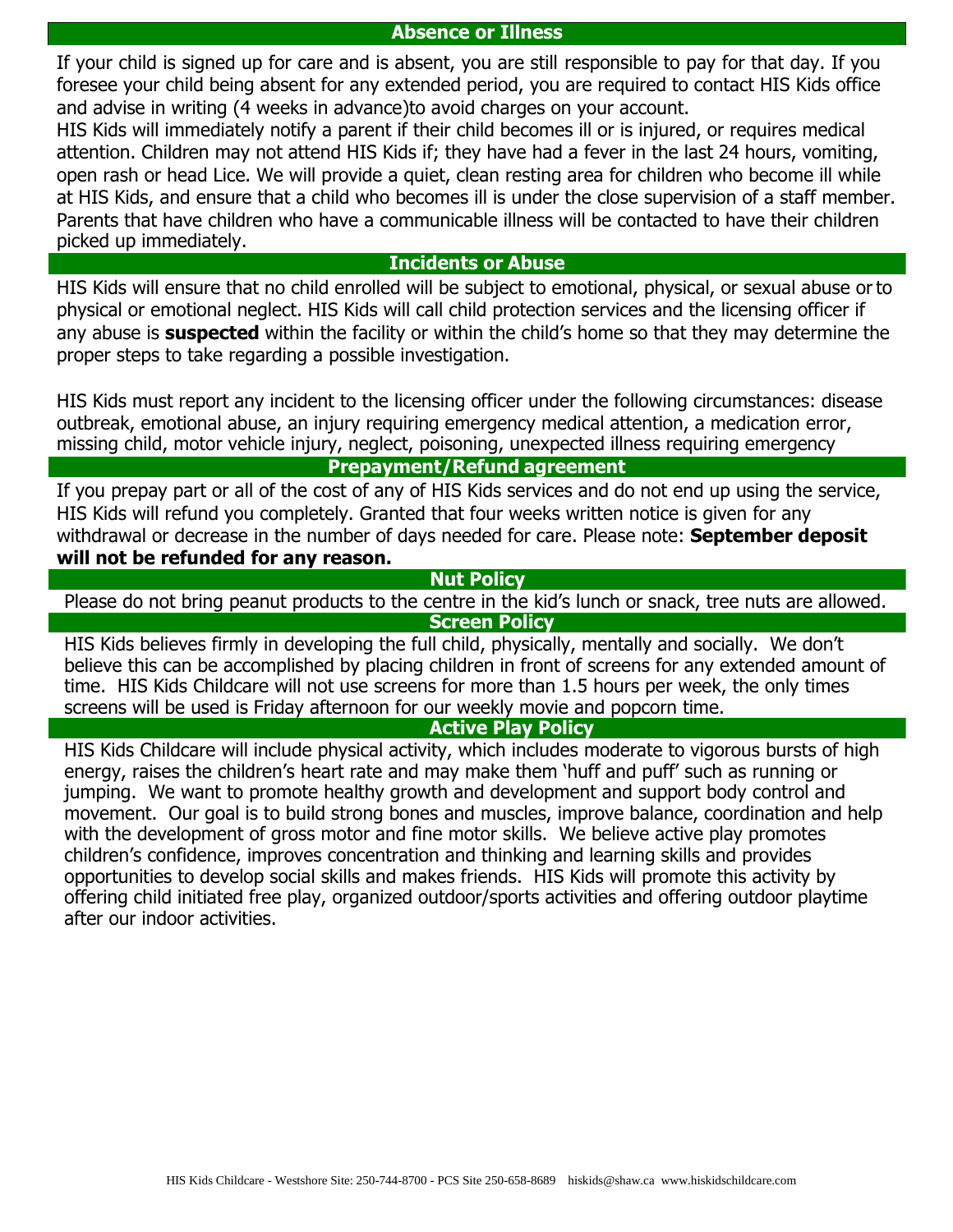## Absence or Illness

If your child is signed up for care and is absent, you are still responsible to pay for that day. If you foresee your child being absent for any extended period, you are required to contact HIS Kids office and advise in writing (4 weeks in advance)to avoid charges on your account.

HIS Kids will immediately notify a parent if their child becomes ill or is injured, or requires medical attention. Children may not attend HIS Kids if; they have had a fever in the last 24 hours, vomiting, open rash or head Lice. We will provide a quiet, clean resting area for children who become ill while at HIS Kids, and ensure that a child who becomes ill is under the close supervision of a staff member. Parents that have children who have a communicable illness will be contacted to have their children picked up immediately.

## Incidents or Abuse

HIS Kids will ensure that no child enrolled will be subject to emotional, physical, or sexual abuse or to physical or emotional neglect. HIS Kids will call child protection services and the licensing officer if any abuse is **suspected** within the facility or within the child's home so that they may determine the proper steps to take regarding a possible investigation.

HIS Kids must report any incident to the licensing officer under the following circumstances: disease outbreak, emotional abuse, an injury requiring emergency medical attention, a medication error, missing child, motor vehicle injury, neglect, poisoning, unexpected illness requiring emergency

## Prepayment/Refund agreement

If you prepay part or all of the cost of any of HIS Kids services and do not end up using the service, HIS Kids will refund you completely. Granted that four weeks written notice is given for any withdrawal or decrease in the number of days needed for care. Please note: **September deposit will not be refunded for any reason.**

## Nut Policy

Please do not bring peanut products to the centre in the kid's lunch or snack, tree nuts are allowed.

## Screen Policy

HIS Kids believes firmly in developing the full child, physically, mentally and socially. We don't believe this can be accomplished by placing children in front of screens for any extended amount of time. HIS Kids Childcare will not use screens for more than 1.5 hours per week, the only times screens will be used is Friday afternoon for our weekly movie and popcorn time.

## Active Play Policy

HIS Kids Childcare will include physical activity, which includes moderate to vigorous bursts of high energy, raises the children's heart rate and may make them 'huff and puff' such as running or jumping. We want to promote healthy growth and development and support body control and movement. Our goal is to build strong bones and muscles, improve balance, coordination and help with the development of gross motor and fine motor skills. We believe active play promotes children's confidence, improves concentration and thinking and learning skills and provides opportunities to develop social skills and makes friends. HIS Kids will promote this activity by offering child initiated free play, organized outdoor/sports activities and offering outdoor playtime after our indoor activities.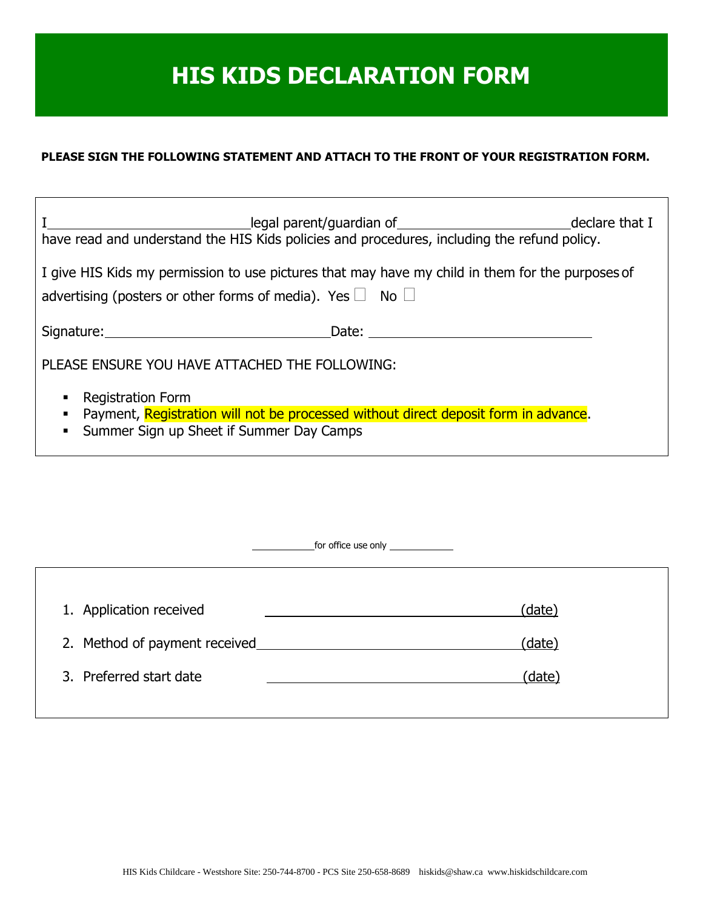# HIS KIDS DECLARATION FORM

**PLEASE SIGN THE FOLLOWING STATEMENT AND ATTACH TO THE FRONT OF YOUR REGISTRATION FORM.**

I\_\_\_\_\_\_\_\_\_\_\_\_\_\_\_\_\_\_\_\_\_\_\_\_\_\_\_\_legal parent/guardian of\_\_\_\_\_\_\_\_\_\_\_\_\_\_\_\_\_\_\_\_\_\_\_\_\_declare that I have read and understand the HIS Kids policies and procedures, including the refund policy.

I give HIS Kids my permission to use pictures that may have my child in them for the purposes of advertising (posters or other forms of media). Yes ☐ No ☐

Signature:\_\_\_\_\_\_\_\_\_\_\_\_\_\_\_\_\_\_\_\_\_\_\_\_\_\_\_\_\_\_\_\_Date: \_\_\_\_\_\_\_\_\_\_\_\_\_\_\_\_\_\_\_\_\_\_\_\_\_\_\_\_\_\_\_\_

PLEASE ENSURE YOU HAVE ATTACHED THE FOLLOWING:

- Registration Form
- Payment, Registration will not be processed without direct deposit form in advance.
- Summer Sign up Sheet if Summer Day Camps

\_\_\_\_\_\_\_\_\_\_\_\_for office use only \_\_\_\_\_\_\_\_\_\_\_\_

1. Application received \_\_\_\_\_\_\_\_\_\_\_\_\_\_\_\_\_\_\_\_\_\_\_\_\_\_\_\_\_\_\_\_\_\_\_\_(date)
2. Method of payment received\_\_\_\_\_\_\_\_\_\_\_\_\_\_\_\_\_\_\_\_\_\_\_\_\_\_\_\_\_\_\_\_\_\_\_\_(date)
3. Preferred start date \_\_\_\_\_\_\_\_\_\_\_\_\_\_\_\_\_\_\_\_\_\_\_\_\_\_\_\_\_\_\_\_\_\_\_\_(date)

HIS Kids Childcare - Westshore Site: 250-744-8700 - PCS Site 250-658-8689 hiskids@shaw.ca www.hiskidschildcare.com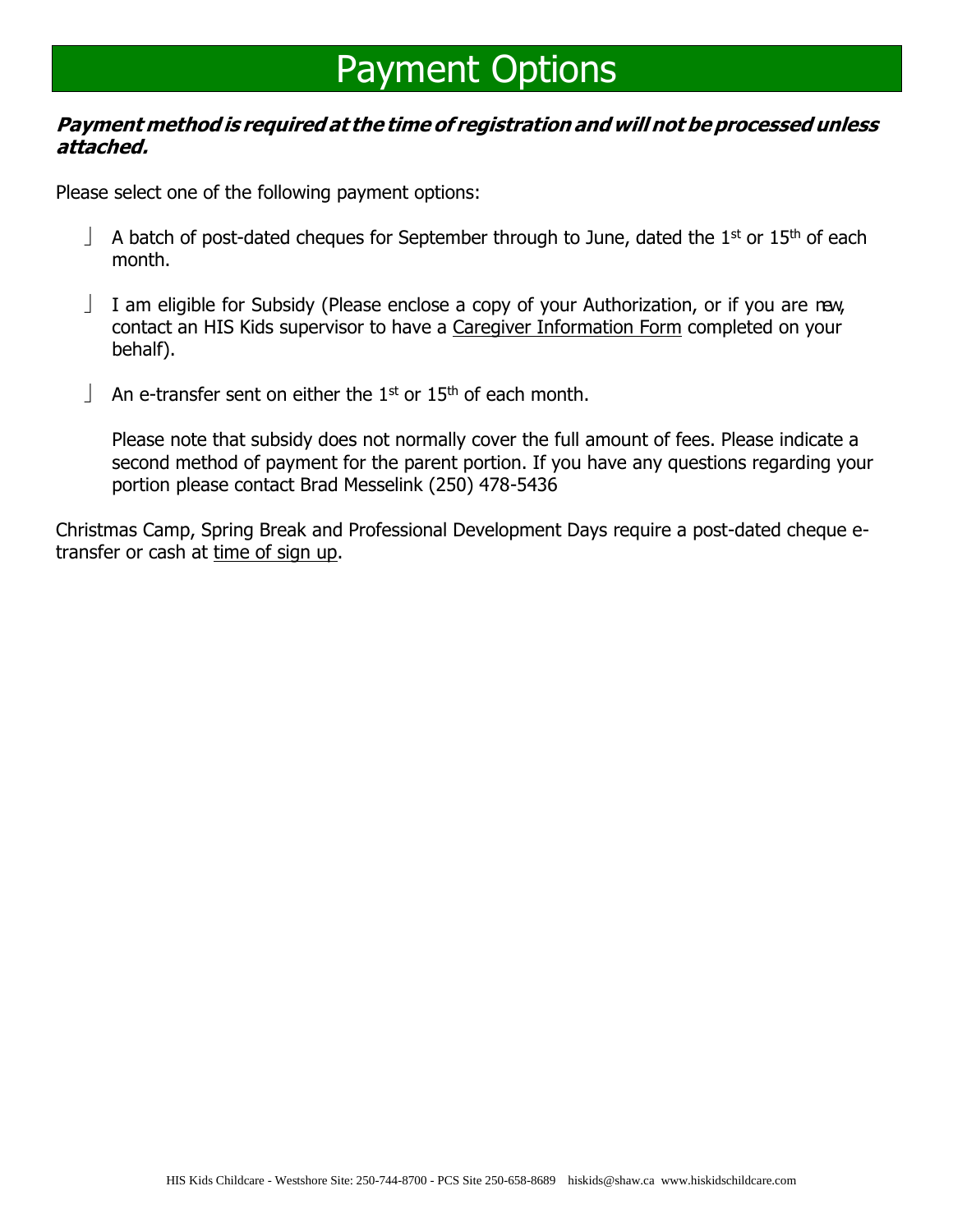# Payment Options

***Payment method is required at the time of registration and will not be processed unless attached.***

Please select one of the following payment options:

- ☐ A batch of post-dated cheques for September through to June, dated the 1st or 15th of each month.

- ☐ I am eligible for Subsidy (Please enclose a copy of your Authorization, or if you are new, contact an HIS Kids supervisor to have a Caregiver Information Form completed on your behalf).

- ☐ An e-transfer sent on either the 1st or 15th of each month.

  Please note that subsidy does not normally cover the full amount of fees. Please indicate a second method of payment for the parent portion. If you have any questions regarding your portion please contact Brad Messelink (250) 478-5436

Christmas Camp, Spring Break and Professional Development Days require a post-dated cheque e-transfer or cash at time of sign up.

HIS Kids Childcare - Westshore Site: 250-744-8700 - PCS Site 250-658-8689 hiskids@shaw.ca www.hiskidschildcare.com